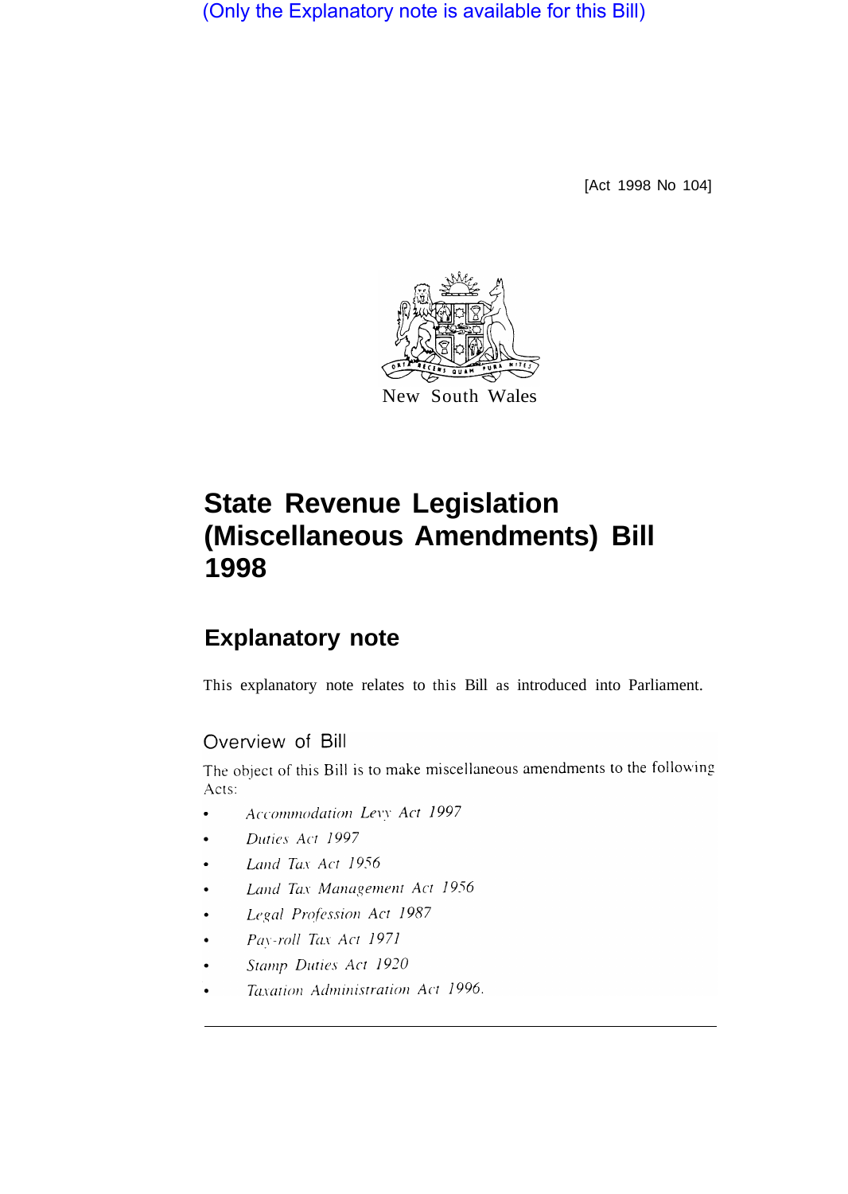(Only the Explanatory note is available for this Bill)

[Act 1998 No 104]

New South Wales

# State Revenue Legislation (Miscellaneous Amendments) Bill 1998

## Explanatory note

This explanatory note relates to this Bill as introduced into Parliament.

### Overview of Bill

The object of this Bill is to make miscellaneous amendments to the following Acts:

- *Accommodation Levy Act 1997*
- *Duties Act 1997*
- *Land Tax Act 1956*
- *Land Tax Management Act 1956*
- *Legal Profession Act 1987*
- *Pay-roll Tax Act 1971*
- *Stamp Duties Act 1920*
- *Taxation Administration Act 1996.*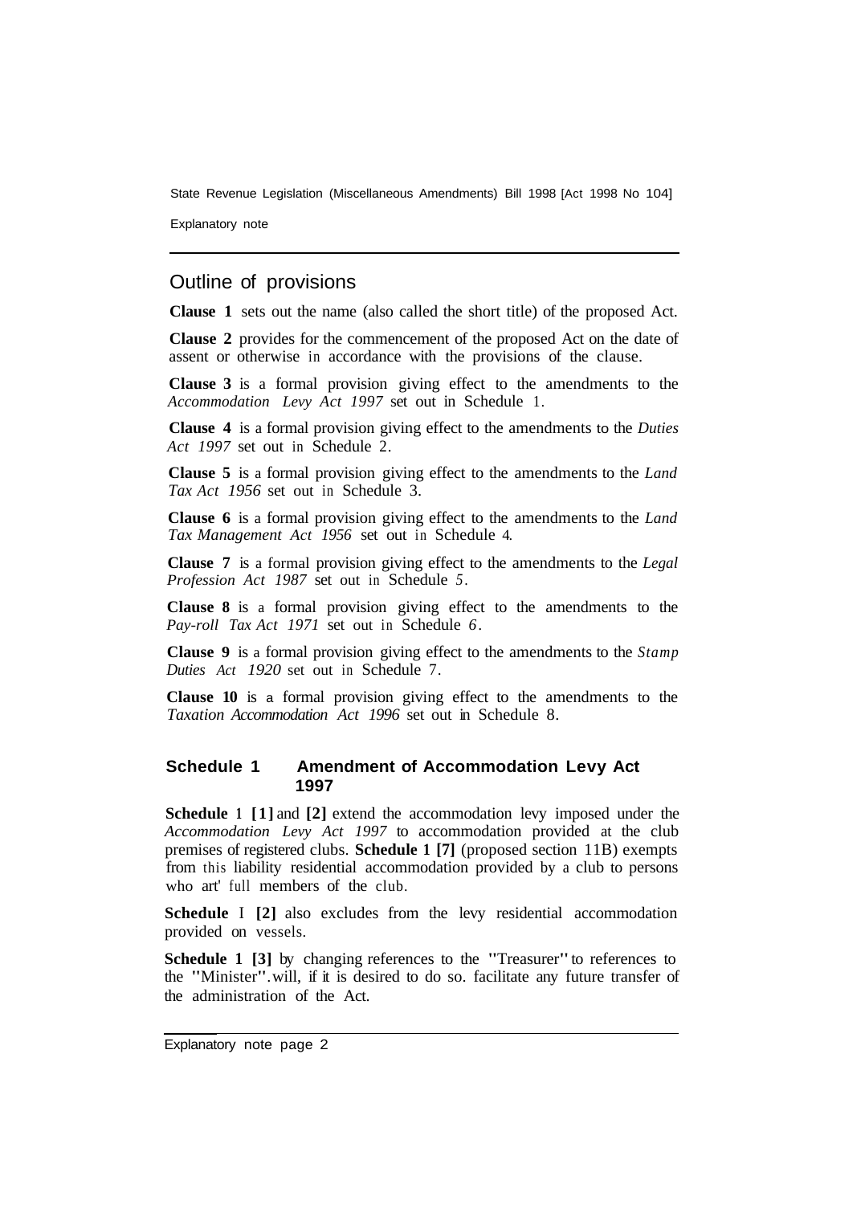## Outline of provisions

**Clause 1** sets out the name (also called the short title) of the proposed Act.

**Clause 2** provides for the commencement of the proposed Act on the date of assent or otherwise in accordance with the provisions of the clause.

**Clause 3** is a formal provision giving effect to the amendments to the *Accommodation Levy Act 1997* set out in Schedule 1.

**Clause 4** is a formal provision giving effect to the amendments to the *Duties Act 1997* set out in Schedule 2.

**Clause 5** is a formal provision giving effect to the amendments to the *Land Tax Act 1956* set out in Schedule 3.

**Clause 6** is a formal provision giving effect to the amendments to the *Land Tax Management Act 1956* set out in Schedule 4.

**Clause 7** is a formal provision giving effect to the amendments to the *Legal Profession Act 1987* set out in Schedule 5.

**Clause 8** is a formal provision giving effect to the amendments to the *Pay-roll Tax Act 1971* set out in Schedule 6.

**Clause 9** is a formal provision giving effect to the amendments to the *Stamp Duties Act 1920* set out in Schedule 7.

**Clause 10** is a formal provision giving effect to the amendments to the *Taxation Accommodation Act 1996* set out in Schedule 8.

### Schedule 1 Amendment of Accommodation Levy Act 1997

**Schedule 1 [1]** and **[2]** extend the accommodation levy imposed under the *Accommodation Levy Act 1997* to accommodation provided at the club premises of registered clubs. **Schedule 1 [7]** (proposed section 11B) exempts from this liability residential accommodation provided by a club to persons who art' full members of the club.

**Schedule 1 [2]** also excludes from the levy residential accommodation provided on vessels.

**Schedule 1 [3]** by changing references to the "Treasurer" to references to the "Minister". will, if it is desired to do so. facilitate any future transfer of the administration of the Act.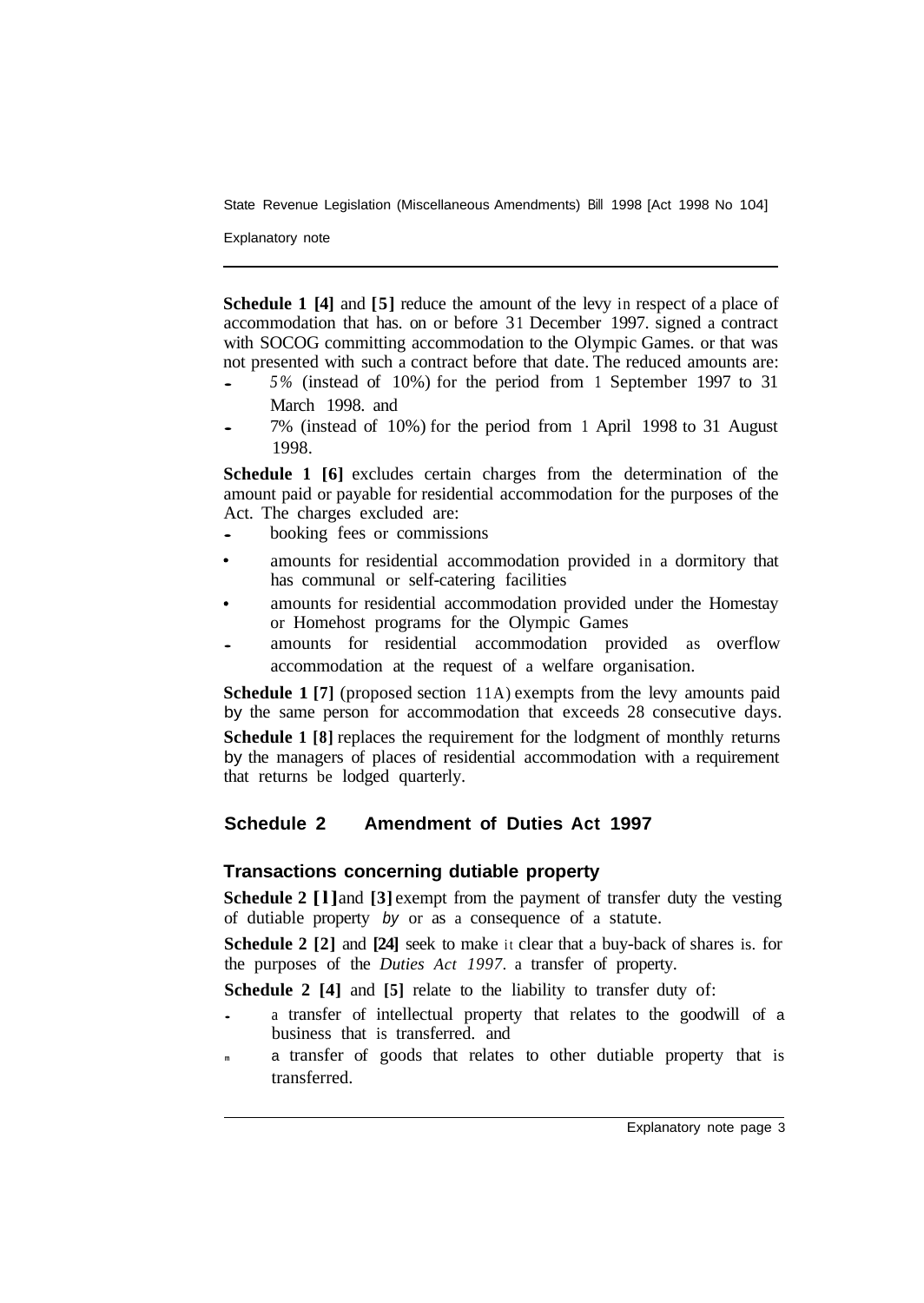**Schedule 1 [4]** and **[5]** reduce the amount of the levy in respect of a place of accommodation that has. on or before 31 December 1997. signed a contract with SOCOG committing accommodation to the Olympic Games. or that was not presented with such a contract before that date. The reduced amounts are:

- *5%* (instead of 10%) for the period from 1 September 1997 to 31 March 1998. and
- 7% (instead of 10%) for the period from 1 April 1998 to 31 August 1998.

**Schedule 1 [6]** excludes certain charges from the determination of the amount paid or payable for residential accommodation for the purposes of the Act. The charges excluded are:

- booking fees or commissions
- amounts for residential accommodation provided in a dormitory that has communal or self-catering facilities
- amounts for residential accommodation provided under the Homestay or Homehost programs for the Olympic Games
- amounts for residential accommodation provided as overflow accommodation at the request of a welfare organisation.

**Schedule 1 [7]** (proposed section 11A) exempts from the levy amounts paid by the same person for accommodation that exceeds 28 consecutive days.

**Schedule 1 [8]** replaces the requirement for the lodgment of monthly returns by the managers of places of residential accommodation with a requirement that returns be lodged quarterly.

## Schedule 2 Amendment of Duties Act 1997

### Transactions concerning dutiable property

**Schedule 2 [1]** and **[3]** exempt from the payment of transfer duty the vesting of dutiable property *by* or as a consequence of a statute.

**Schedule 2 [2]** and **[24]** seek to make it clear that a buy-back of shares is. for the purposes of the *Duties Act 1997*. a transfer of property.

**Schedule 2 [4]** and **[5]** relate to the liability to transfer duty of:

- a transfer of intellectual property that relates to the goodwill of a business that is transferred. and
- a transfer of goods that relates to other dutiable property that is transferred.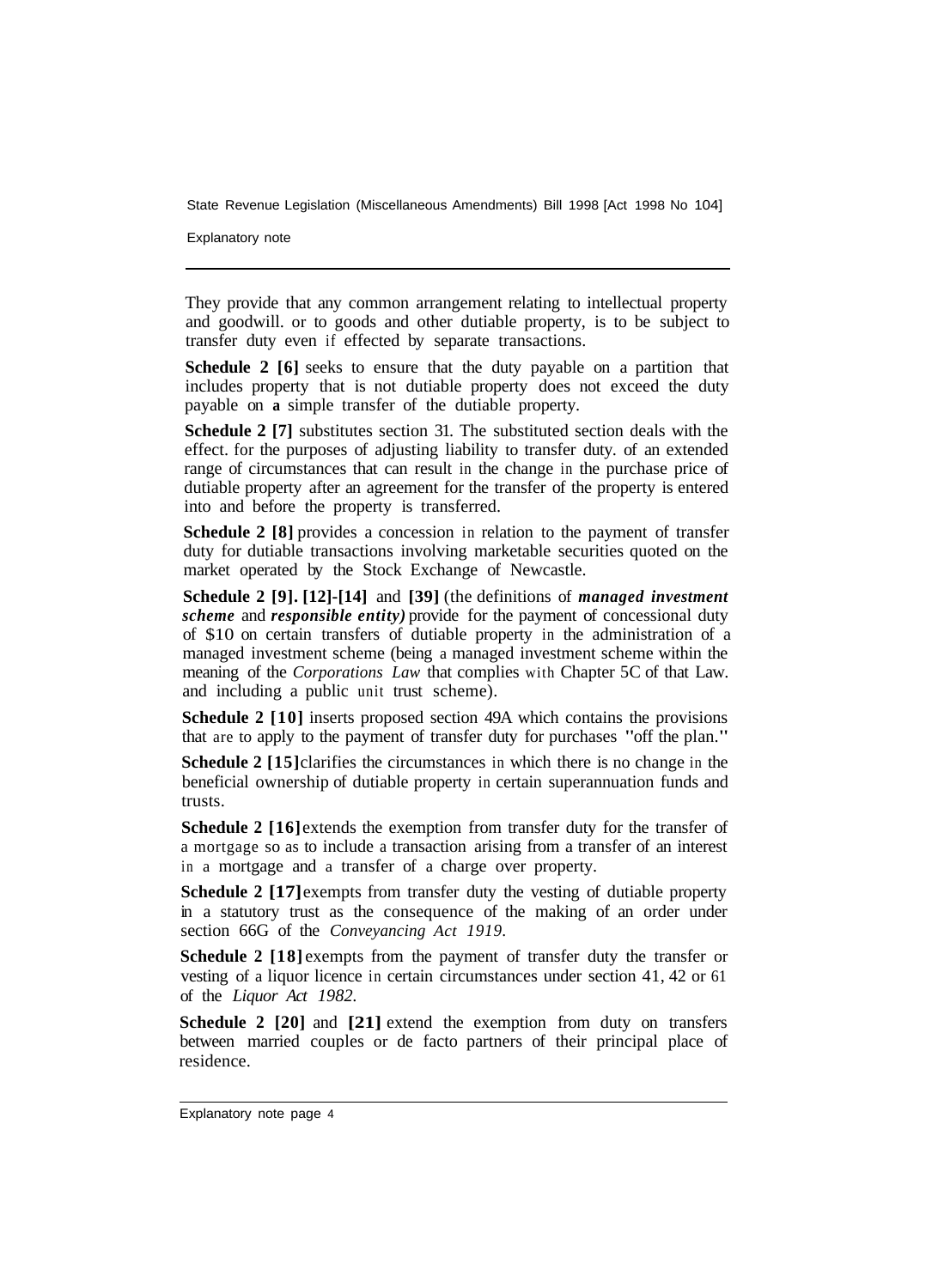They provide that any common arrangement relating to intellectual property and goodwill. or to goods and other dutiable property, is to be subject to transfer duty even if effected by separate transactions.

**Schedule 2 [6]** seeks to ensure that the duty payable on a partition that includes property that is not dutiable property does not exceed the duty payable on **a** simple transfer of the dutiable property.

**Schedule 2 [7]** substitutes section 31. The substituted section deals with the effect. for the purposes of adjusting liability to transfer duty. of an extended range of circumstances that can result in the change in the purchase price of dutiable property after an agreement for the transfer of the property is entered into and before the property is transferred.

**Schedule 2 [8]** provides a concession in relation to the payment of transfer duty for dutiable transactions involving marketable securities quoted on the market operated by the Stock Exchange of Newcastle.

**Schedule 2 [9]. [12]-[14]** and **[39]** (the definitions of ***managed investment scheme*** and ***responsible entity)*** provide for the payment of concessional duty of $10 on certain transfers of dutiable property in the administration of a managed investment scheme (being a managed investment scheme within the meaning of the *Corporations Law* that complies with Chapter 5C of that Law. and including a public unit trust scheme).

**Schedule 2 [10]** inserts proposed section 49A which contains the provisions that are to apply to the payment of transfer duty for purchases "off the plan."

**Schedule 2 [15]** clarifies the circumstances in which there is no change in the beneficial ownership of dutiable property in certain superannuation funds and trusts.

**Schedule 2 [16]** extends the exemption from transfer duty for the transfer of a mortgage so as to include a transaction arising from a transfer of an interest in a mortgage and a transfer of a charge over property.

**Schedule 2 [17]** exempts from transfer duty the vesting of dutiable property in a statutory trust as the consequence of the making of an order under section 66G of the *Conveyancing Act 1919*.

**Schedule 2 [18]** exempts from the payment of transfer duty the transfer or vesting of a liquor licence in certain circumstances under section 41, 42 or 61 of the *Liquor Act 1982*.

**Schedule 2 [20]** and **[21]** extend the exemption from duty on transfers between married couples or de facto partners of their principal place of residence.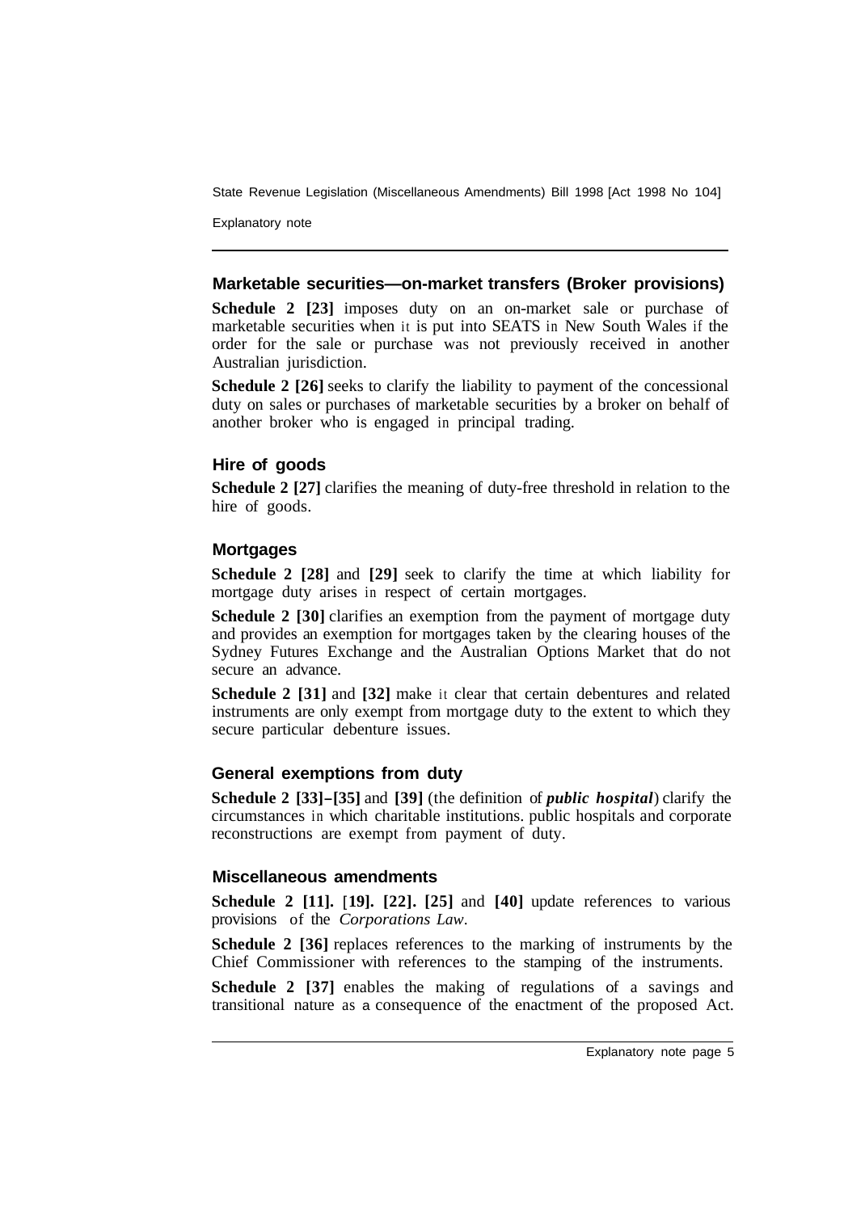### Marketable securities—on-market transfers (Broker provisions)

**Schedule 2 [23]** imposes duty on an on-market sale or purchase of marketable securities when it is put into SEATS in New South Wales if the order for the sale or purchase was not previously received in another Australian jurisdiction.

**Schedule 2 [26]** seeks to clarify the liability to payment of the concessional duty on sales or purchases of marketable securities by a broker on behalf of another broker who is engaged in principal trading.

### Hire of goods

**Schedule 2 [27]** clarifies the meaning of duty-free threshold in relation to the hire of goods.

### Mortgages

**Schedule 2 [28]** and **[29]** seek to clarify the time at which liability for mortgage duty arises in respect of certain mortgages.

**Schedule 2 [30]** clarifies an exemption from the payment of mortgage duty and provides an exemption for mortgages taken by the clearing houses of the Sydney Futures Exchange and the Australian Options Market that do not secure an advance.

**Schedule 2 [31]** and **[32]** make it clear that certain debentures and related instruments are only exempt from mortgage duty to the extent to which they secure particular debenture issues.

### General exemptions from duty

**Schedule 2 [33]–[35]** and **[39]** (the definition of ***public hospital***) clarify the circumstances in which charitable institutions. public hospitals and corporate reconstructions are exempt from payment of duty.

### Miscellaneous amendments

**Schedule 2 [11].** **[19].** **[22].** **[25]** and **[40]** update references to various provisions of the *Corporations Law*.

**Schedule 2 [36]** replaces references to the marking of instruments by the Chief Commissioner with references to the stamping of the instruments.

**Schedule 2 [37]** enables the making of regulations of a savings and transitional nature as a consequence of the enactment of the proposed Act.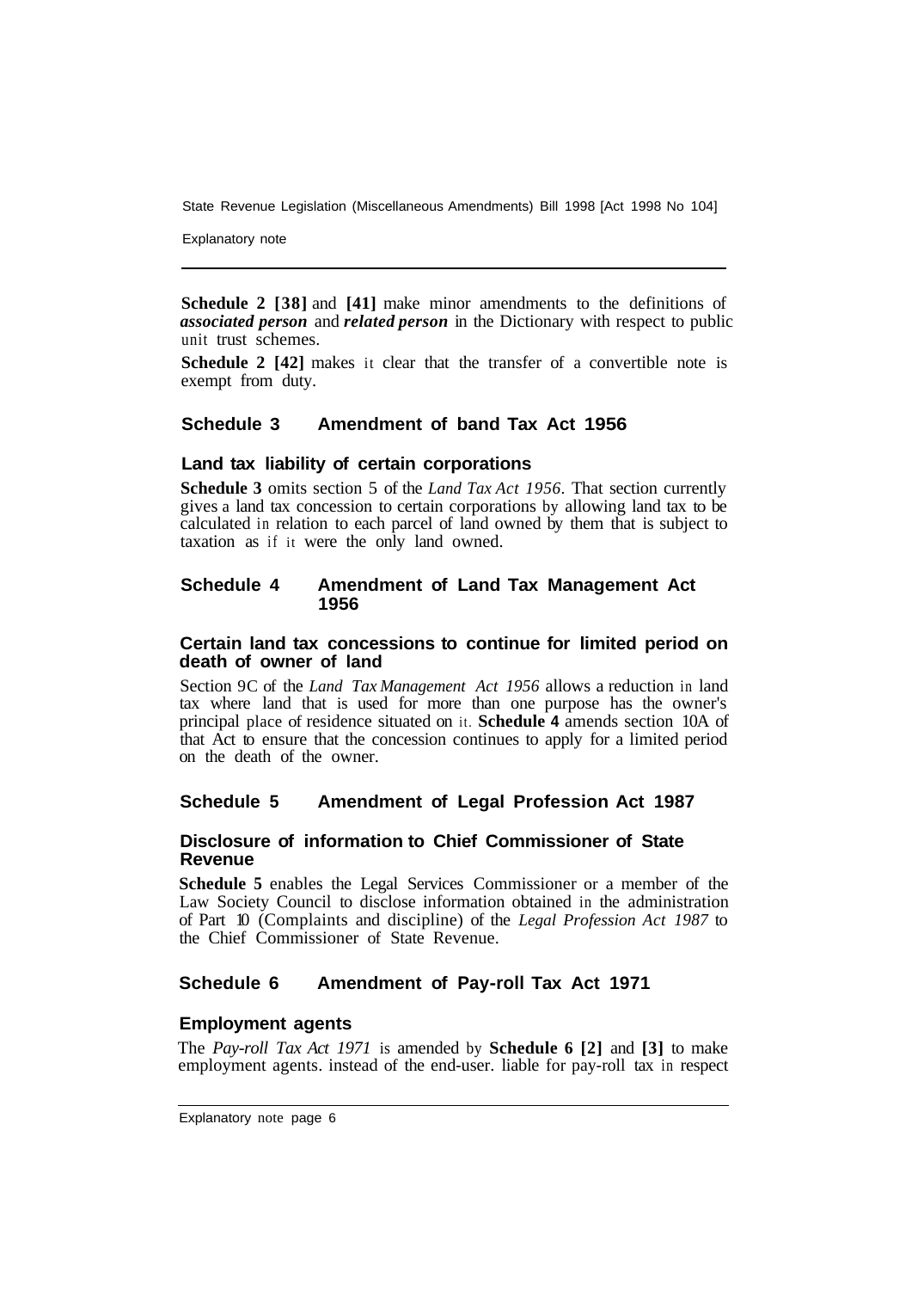**Schedule 2 [38]** and **[41]** make minor amendments to the definitions of ***associated person*** and ***related person*** in the Dictionary with respect to public unit trust schemes.

**Schedule 2 [42]** makes it clear that the transfer of a convertible note is exempt from duty.

## Schedule 3 Amendment of band Tax Act 1956

### Land tax liability of certain corporations

**Schedule 3** omits section 5 of the *Land Tax Act 1956*. That section currently gives a land tax concession to certain corporations by allowing land tax to be calculated in relation to each parcel of land owned by them that is subject to taxation as if it were the only land owned.

## Schedule 4 Amendment of Land Tax Management Act 1956

### Certain land tax concessions to continue for limited period on death of owner of land

Section 9C of the *Land Tax Management Act 1956* allows a reduction in land tax where land that is used for more than one purpose has the owner's principal place of residence situated on it. **Schedule 4** amends section 10A of that Act to ensure that the concession continues to apply for a limited period on the death of the owner.

## Schedule 5 Amendment of Legal Profession Act 1987

### Disclosure of information to Chief Commissioner of State Revenue

**Schedule 5** enables the Legal Services Commissioner or a member of the Law Society Council to disclose information obtained in the administration of Part 10 (Complaints and discipline) of the *Legal Profession Act 1987* to the Chief Commissioner of State Revenue.

## Schedule 6 Amendment of Pay-roll Tax Act 1971

### Employment agents

The *Pay-roll Tax Act 1971* is amended by **Schedule 6 [2]** and **[3]** to make employment agents. instead of the end-user. liable for pay-roll tax in respect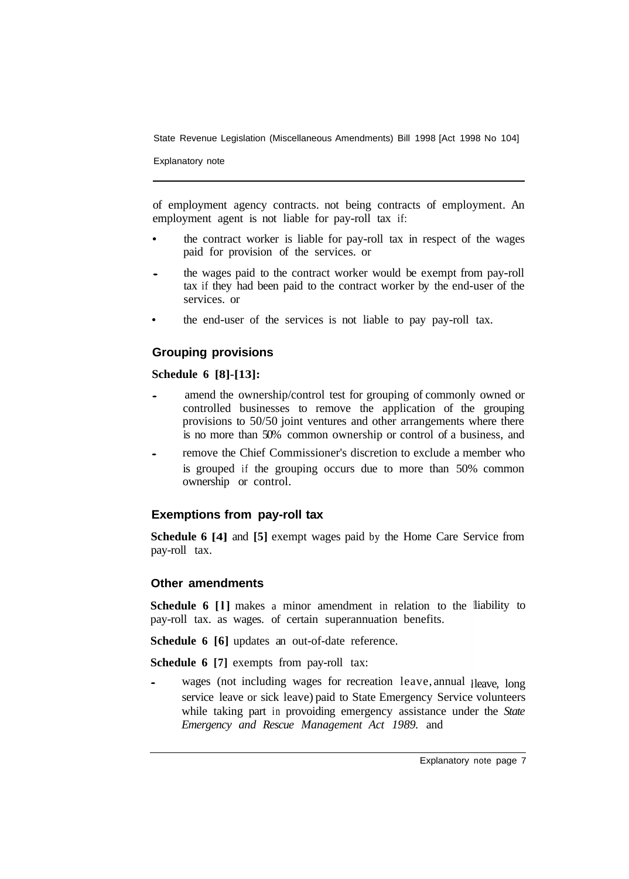of employment agency contracts. not being contracts of employment. An employment agent is not liable for pay-roll tax if:

- the contract worker is liable for pay-roll tax in respect of the wages paid for provision of the services. or
- the wages paid to the contract worker would be exempt from pay-roll tax if they had been paid to the contract worker by the end-user of the services. or
- the end-user of the services is not liable to pay pay-roll tax.

## Grouping provisions

**Schedule 6 [8]-[13]:**

- amend the ownership/control test for grouping of commonly owned or controlled businesses to remove the application of the grouping provisions to 50/50 joint ventures and other arrangements where there is no more than 50% common ownership or control of a business, and
- remove the Chief Commissioner's discretion to exclude a member who is grouped if the grouping occurs due to more than 50% common ownership or control.

## Exemptions from pay-roll tax

**Schedule 6 [4]** and **[5]** exempt wages paid by the Home Care Service from pay-roll tax.

## Other amendments

**Schedule 6 [1]** makes a minor amendment in relation to the liability to pay-roll tax. as wages. of certain superannuation benefits.

**Schedule 6 [6]** updates an out-of-date reference.

**Schedule 6 [7]** exempts from pay-roll tax:

- wages (not including wages for recreation leave, annual leave, long service leave or sick leave) paid to State Emergency Service volunteers while taking part in provoiding emergency assistance under the *State Emergency and Rescue Management Act 1989.* and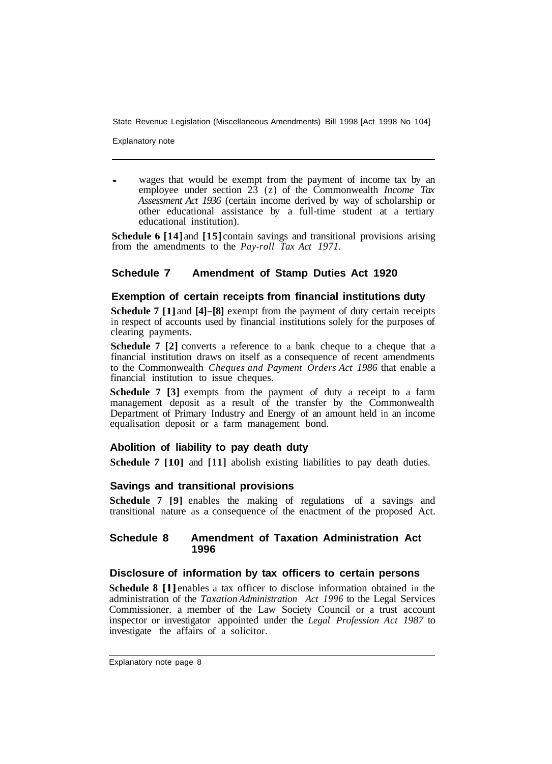- wages that would be exempt from the payment of income tax by an employee under section 23 (z) of the Commonwealth *Income Tax Assessment Act 1936* (certain income derived by way of scholarship or other educational assistance by a full-time student at a tertiary educational institution).

**Schedule 6 [14]** and **[15]** contain savings and transitional provisions arising from the amendments to the *Pay-roll Tax Act 1971*.

## Schedule 7 Amendment of Stamp Duties Act 1920

### Exemption of certain receipts from financial institutions duty

**Schedule 7 [1]** and **[4]–[8]** exempt from the payment of duty certain receipts in respect of accounts used by financial institutions solely for the purposes of clearing payments.

**Schedule 7 [2]** converts a reference to a bank cheque to a cheque that a financial institution draws on itself as a consequence of recent amendments to the Commonwealth *Cheques and Payment Orders Act 1986* that enable a financial institution to issue cheques.

**Schedule 7 [3]** exempts from the payment of duty a receipt to a farm management deposit as a result of the transfer by the Commonwealth Department of Primary Industry and Energy of an amount held in an income equalisation deposit or a farm management bond.

### Abolition of liability to pay death duty

**Schedule 7 [10]** and **[11]** abolish existing liabilities to pay death duties.

### Savings and transitional provisions

**Schedule 7 [9]** enables the making of regulations of a savings and transitional nature as a consequence of the enactment of the proposed Act.

## Schedule 8 Amendment of Taxation Administration Act 1996

### Disclosure of information by tax officers to certain persons

**Schedule 8 [1]** enables a tax officer to disclose information obtained in the administration of the *Taxation Administration Act 1996* to the Legal Services Commissioner. a member of the Law Society Council or a trust account inspector or investigator appointed under the *Legal Profession Act 1987* to investigate the affairs of a solicitor.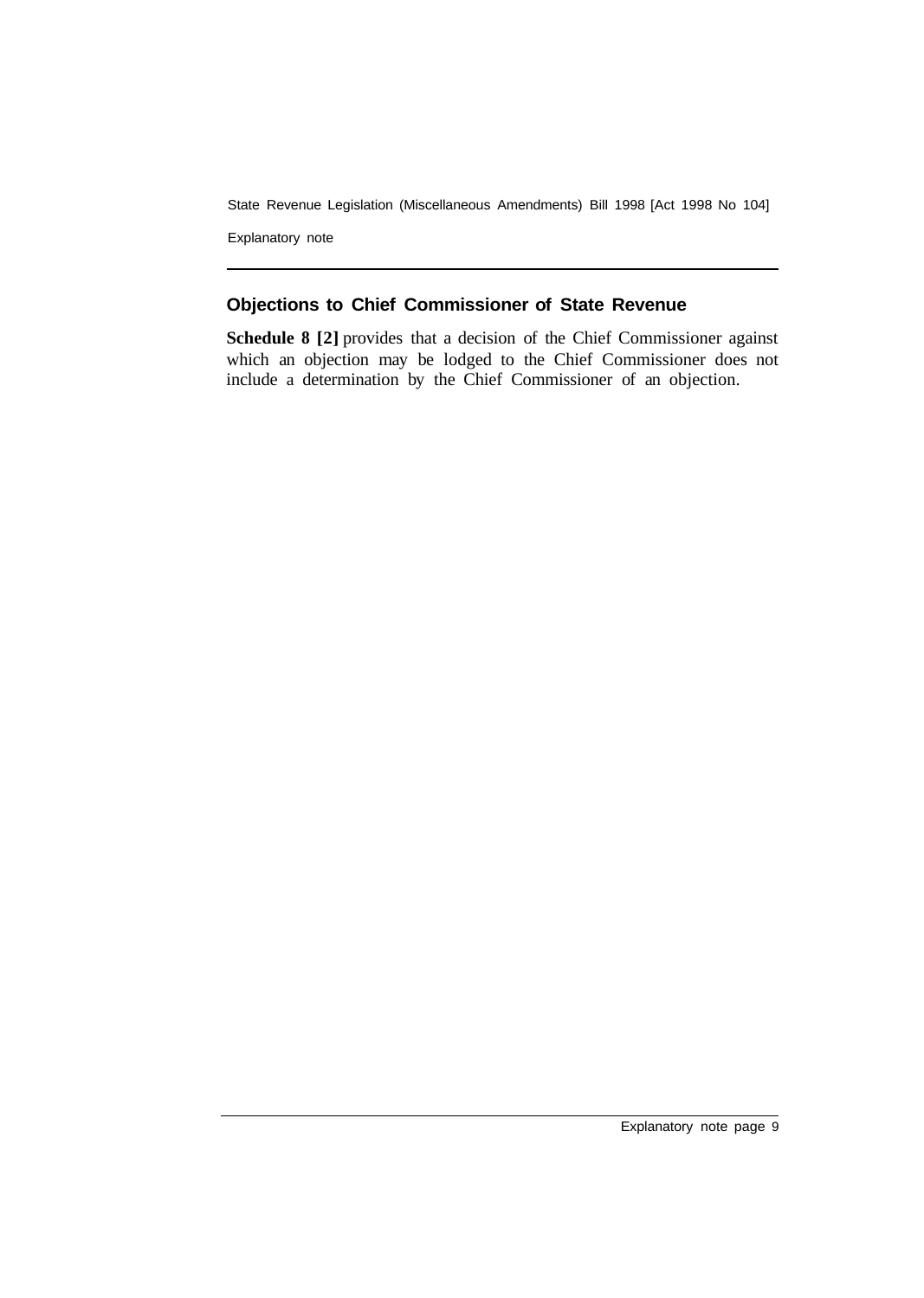## Objections to Chief Commissioner of State Revenue

**Schedule 8 [2]** provides that a decision of the Chief Commissioner against which an objection may be lodged to the Chief Commissioner does not include a determination by the Chief Commissioner of an objection.